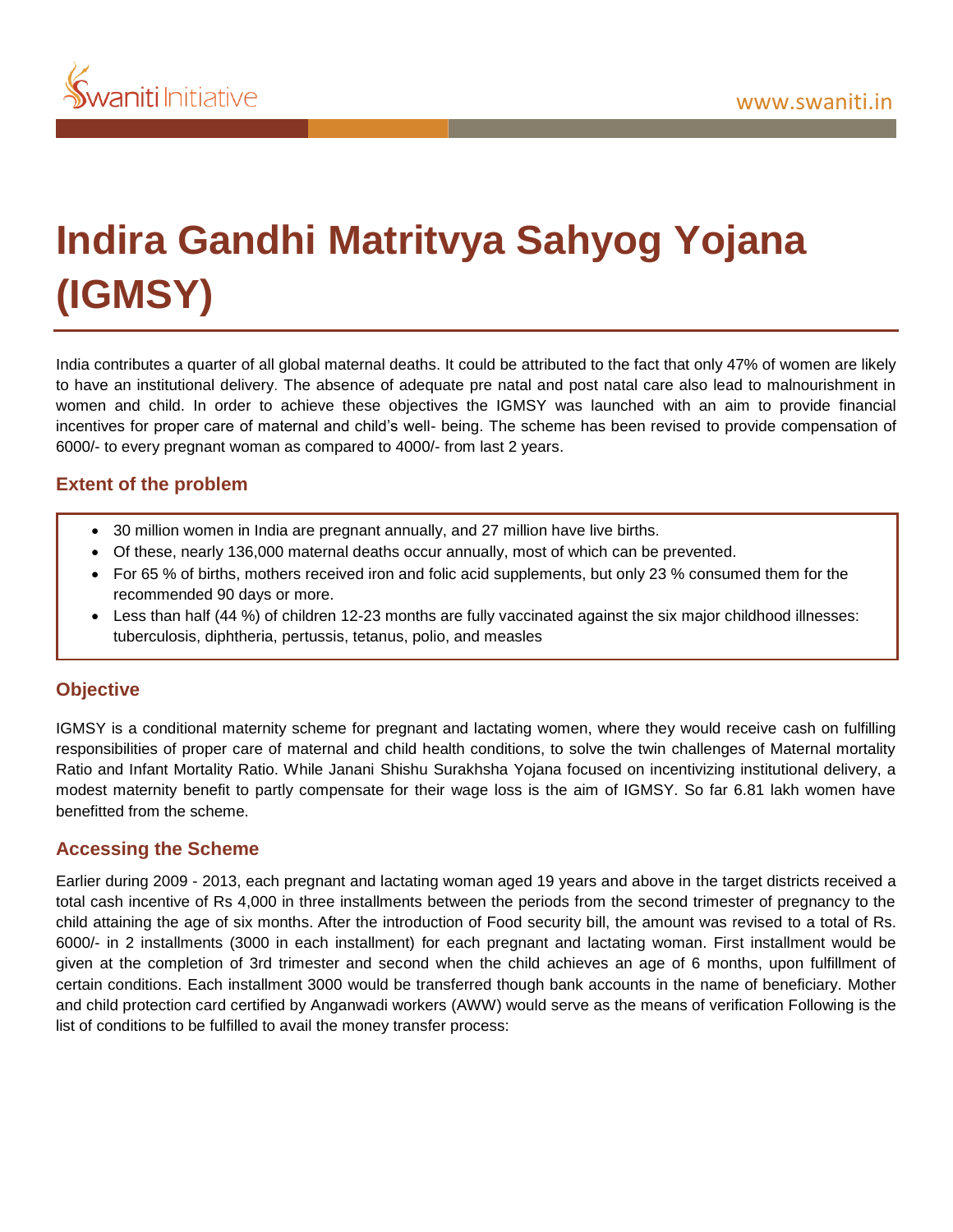# Indira Gandhi Matritvya Sahyog Yojana (IGMSY)

India contributes a quarter of all global maternal deaths. It could be attributed to the fact that only 47% of women are likely to have an institutional delivery. The absence of adequate pre natal and post natal care also lead to malnourishment in women and child. In order to achieve these objectives the IGMSY was launched with an aim to provide financial incentives for proper care of maternal and child's well- being. The scheme has been revised to provide compensation of 6000/- to every pregnant woman as compared to 4000/- from last 2 years.

## Extent of the problem

- 30 million women in India are pregnant annually, and 27 million have live births.
- Of these, nearly 136,000 maternal deaths occur annually, most of which can be prevented.
- For 65 % of births, mothers received iron and folic acid supplements, but only 23 % consumed them for the recommended 90 days or more.
- Less than half (44 %) of children 12-23 months are fully vaccinated against the six major childhood illnesses: tuberculosis, diphtheria, pertussis, tetanus, polio, and measles

## Objective

IGMSY is a conditional maternity scheme for pregnant and lactating women, where they would receive cash on fulfilling responsibilities of proper care of maternal and child health conditions, to solve the twin challenges of Maternal mortality Ratio and Infant Mortality Ratio. While Janani Shishu Surakhsha Yojana focused on incentivizing institutional delivery, a modest maternity benefit to partly compensate for their wage loss is the aim of IGMSY. So far 6.81 lakh women have benefitted from the scheme.

## Accessing the Scheme

Earlier during 2009 - 2013, each pregnant and lactating woman aged 19 years and above in the target districts received a total cash incentive of Rs 4,000 in three installments between the periods from the second trimester of pregnancy to the child attaining the age of six months. After the introduction of Food security bill, the amount was revised to a total of Rs. 6000/- in 2 installments (3000 in each installment) for each pregnant and lactating woman. First installment would be given at the completion of 3rd trimester and second when the child achieves an age of 6 months, upon fulfillment of certain conditions. Each installment 3000 would be transferred though bank accounts in the name of beneficiary. Mother and child protection card certified by Anganwadi workers (AWW) would serve as the means of verification Following is the list of conditions to be fulfilled to avail the money transfer process: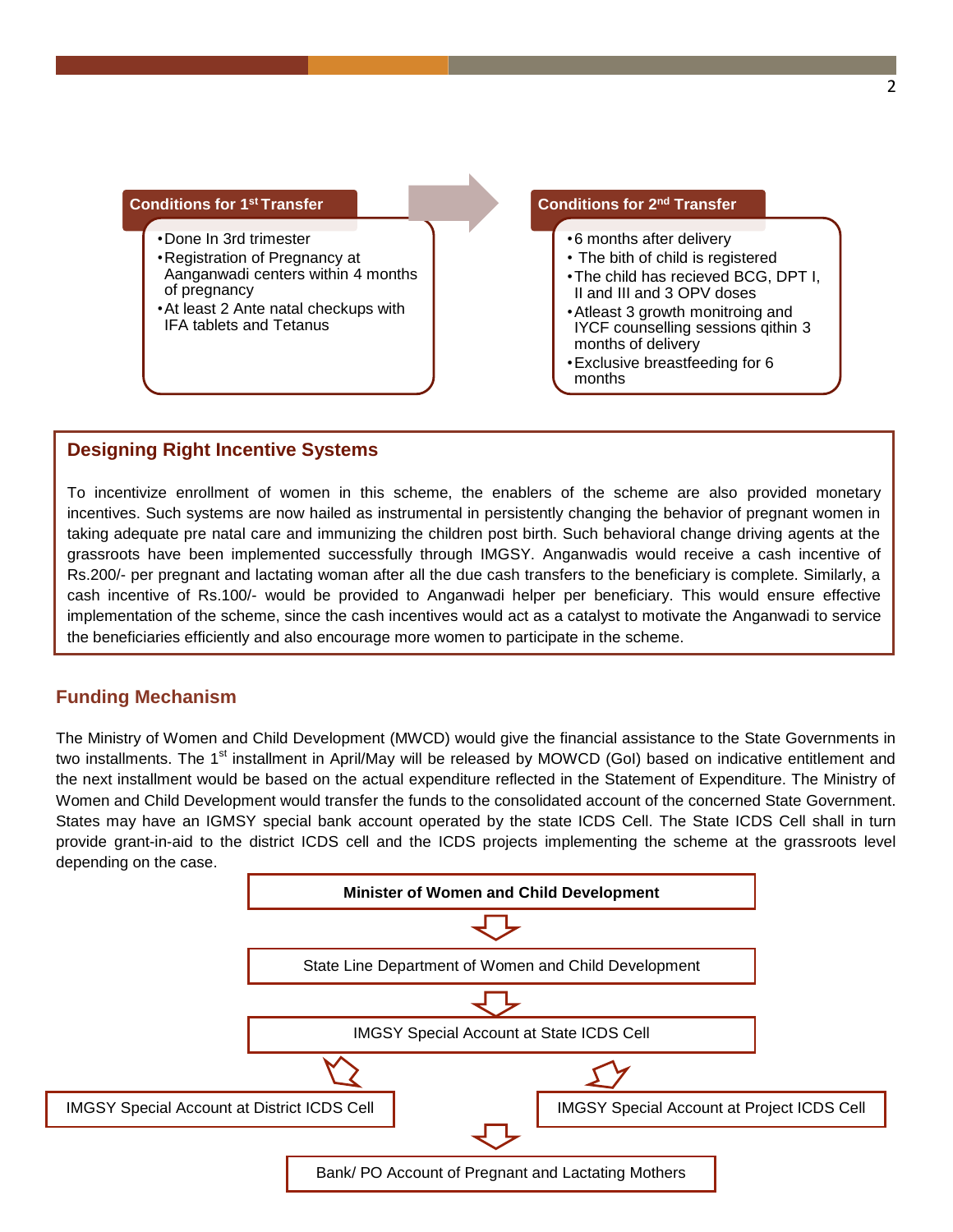**Conditions for 1st Transfer**

- Done In 3rd trimester
- Registration of Pregnancy at Aanganwadi centers within 4 months of pregnancy
- At least 2 Ante natal checkups with IFA tablets and Tetanus

**Conditions for 2nd Transfer**

- 6 months after delivery
- The bith of child is registered
- The child has recieved BCG, DPT I, II and III and 3 OPV doses
- Atleast 3 growth monitroing and IYCF counselling sessions qithin 3 months of delivery
- Exclusive breastfeeding for 6 months

## Designing Right Incentive Systems

To incentivize enrollment of women in this scheme, the enablers of the scheme are also provided monetary incentives. Such systems are now hailed as instrumental in persistently changing the behavior of pregnant women in taking adequate pre natal care and immunizing the children post birth. Such behavioral change driving agents at the grassroots have been implemented successfully through IMGSY. Anganwadis would receive a cash incentive of Rs.200/- per pregnant and lactating woman after all the due cash transfers to the beneficiary is complete. Similarly, a cash incentive of Rs.100/- would be provided to Anganwadi helper per beneficiary. This would ensure effective implementation of the scheme, since the cash incentives would act as a catalyst to motivate the Anganwadi to service the beneficiaries efficiently and also encourage more women to participate in the scheme.

## Funding Mechanism

The Ministry of Women and Child Development (MWCD) would give the financial assistance to the State Governments in two installments. The 1st installment in April/May will be released by MOWCD (GoI) based on indicative entitlement and the next installment would be based on the actual expenditure reflected in the Statement of Expenditure. The Ministry of Women and Child Development would transfer the funds to the consolidated account of the concerned State Government. States may have an IGMSY special bank account operated by the state ICDS Cell. The State ICDS Cell shall in turn provide grant-in-aid to the district ICDS cell and the ICDS projects implementing the scheme at the grassroots level depending on the case.

**Minister of Women and Child Development**

↓

State Line Department of Women and Child Development

↓

IMGSY Special Account at State ICDS Cell

↙ ↘

IMGSY Special Account at District ICDS Cell | IMGSY Special Account at Project ICDS Cell

↓

Bank/ PO Account of Pregnant and Lactating Mothers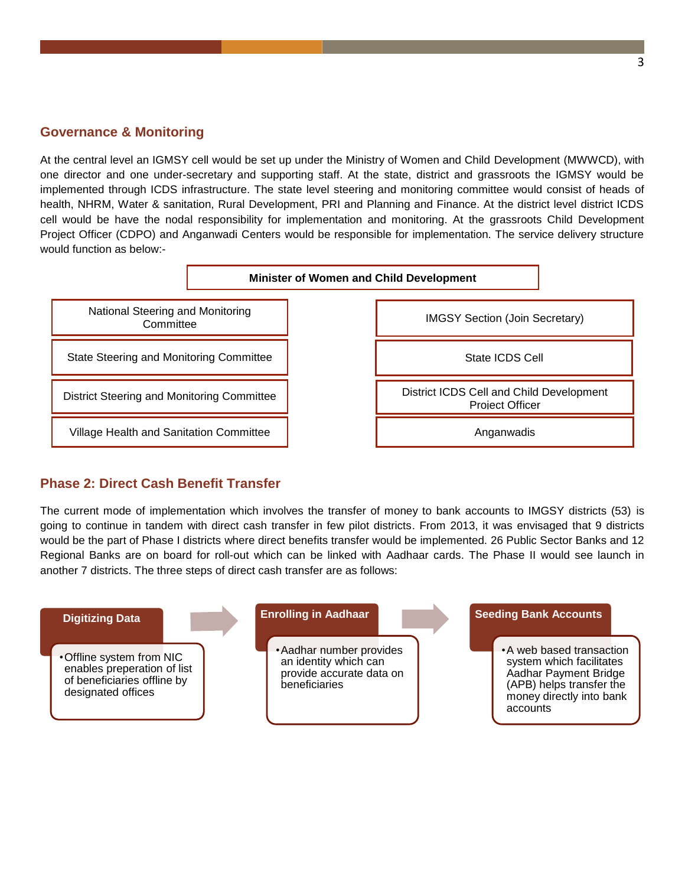## Governance & Monitoring

At the central level an IGMSY cell would be set up under the Ministry of Women and Child Development (MWWCD), with one director and one under-secretary and supporting staff. At the state, district and grassroots the IGMSY would be implemented through ICDS infrastructure. The state level steering and monitoring committee would consist of heads of health, NHRM, Water & sanitation, Rural Development, PRI and Planning and Finance. At the district level district ICDS cell would be have the nodal responsibility for implementation and monitoring. At the grassroots Child Development Project Officer (CDPO) and Anganwadi Centers would be responsible for implementation. The service delivery structure would function as below:-

**Minister of Women and Child Development**

| | |
|---|---|
| National Steering and Monitoring Committee | IMGSY Section (Join Secretary) |
| State Steering and Monitoring Committee | State ICDS Cell |
| District Steering and Monitoring Committee | District ICDS Cell and Child Development Project Officer |
| Village Health and Sanitation Committee | Anganwadis |

## Phase 2: Direct Cash Benefit Transfer

The current mode of implementation which involves the transfer of money to bank accounts to IMGSY districts (53) is going to continue in tandem with direct cash transfer in few pilot districts. From 2013, it was envisaged that 9 districts would be the part of Phase I districts where direct benefits transfer would be implemented. 26 Public Sector Banks and 12 Regional Banks are on board for roll-out which can be linked with Aadhaar cards. The Phase II would see launch in another 7 districts. The three steps of direct cash transfer are as follows:

**Digitizing Data**

- Offline system from NIC enables preperation of list of beneficiaries offline by designated offices

**Enrolling in Aadhaar**

- Aadhar number provides an identity which can provide accurate data on beneficiaries

**Seeding Bank Accounts**

- A web based transaction system which facilitates Aadhar Payment Bridge (APB) helps transfer the money directly into bank accounts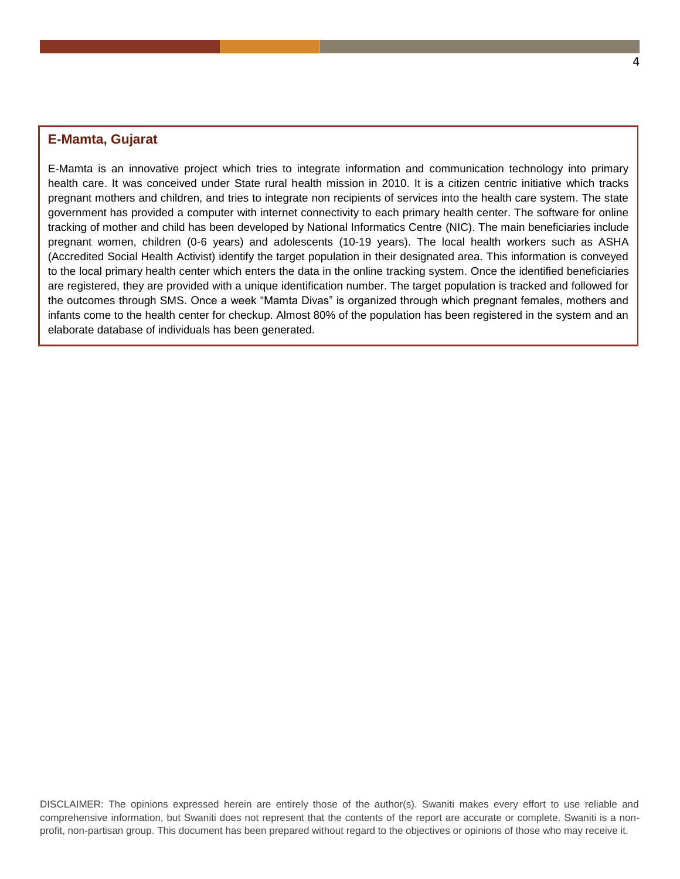### E-Mamta, Gujarat

E-Mamta is an innovative project which tries to integrate information and communication technology into primary health care. It was conceived under State rural health mission in 2010. It is a citizen centric initiative which tracks pregnant mothers and children, and tries to integrate non recipients of services into the health care system. The state government has provided a computer with internet connectivity to each primary health center. The software for online tracking of mother and child has been developed by National Informatics Centre (NIC). The main beneficiaries include pregnant women, children (0-6 years) and adolescents (10-19 years). The local health workers such as ASHA (Accredited Social Health Activist) identify the target population in their designated area. This information is conveyed to the local primary health center which enters the data in the online tracking system. Once the identified beneficiaries are registered, they are provided with a unique identification number. The target population is tracked and followed for the outcomes through SMS. Once a week "Mamta Divas" is organized through which pregnant females, mothers and infants come to the health center for checkup. Almost 80% of the population has been registered in the system and an elaborate database of individuals has been generated.

DISCLAIMER: The opinions expressed herein are entirely those of the author(s). Swaniti makes every effort to use reliable and comprehensive information, but Swaniti does not represent that the contents of the report are accurate or complete. Swaniti is a non-profit, non-partisan group. This document has been prepared without regard to the objectives or opinions of those who may receive it.